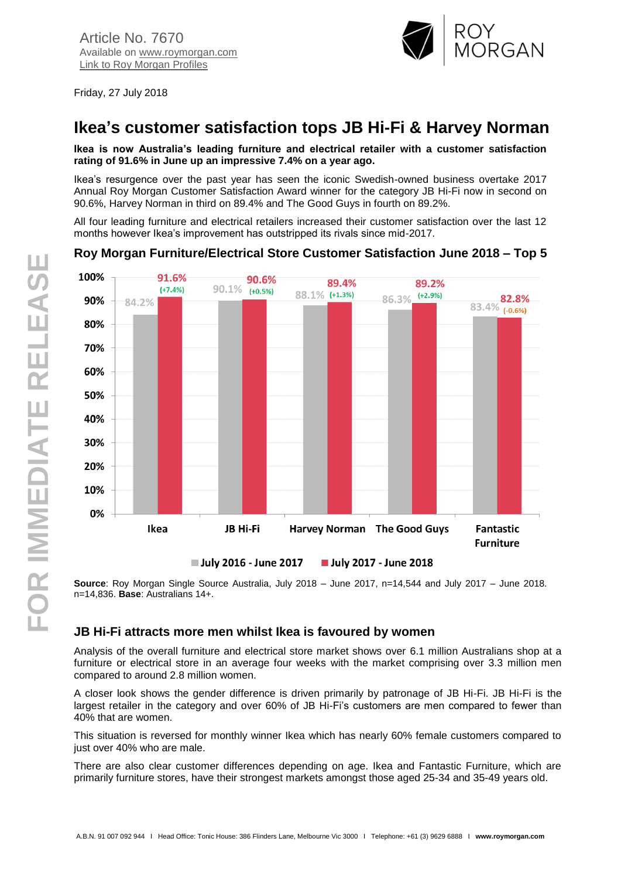Article No. 7670
Available on www.roymorgan.com
Link to Roy Morgan Profiles

Friday, 27 July 2018

# Ikea's customer satisfaction tops JB Hi-Fi & Harvey Norman

**Ikea is now Australia's leading furniture and electrical retailer with a customer satisfaction rating of 91.6% in June up an impressive 7.4% on a year ago.**

Ikea's resurgence over the past year has seen the iconic Swedish-owned business overtake 2017 Annual Roy Morgan Customer Satisfaction Award winner for the category JB Hi-Fi now in second on 90.6%, Harvey Norman in third on 89.4% and The Good Guys in fourth on 89.2%.

All four leading furniture and electrical retailers increased their customer satisfaction over the last 12 months however Ikea's improvement has outstripped its rivals since mid-2017.

### Roy Morgan Furniture/Electrical Store Customer Satisfaction June 2018 – Top 5

| Store | July 2016 - June 2017 | July 2017 - June 2018 | Change |
|---|---|---|---|
| Ikea | 84.2% | 91.6% | (+7.4%) |
| JB Hi-Fi | 90.1% | 90.6% | (+0.5%) |
| Harvey Norman | 88.1% | 89.4% | (+1.3%) |
| The Good Guys | 86.3% | 89.2% | (+2.9%) |
| Fantastic Furniture | 83.4% | 82.8% | (-0.6%) |

**Source**: Roy Morgan Single Source Australia, July 2018 – June 2017, n=14,544 and July 2017 – June 2018. n=14,836. **Base**: Australians 14+.

## JB Hi-Fi attracts more men whilst Ikea is favoured by women

Analysis of the overall furniture and electrical store market shows over 6.1 million Australians shop at a furniture or electrical store in an average four weeks with the market comprising over 3.3 million men compared to around 2.8 million women.

A closer look shows the gender difference is driven primarily by patronage of JB Hi-Fi. JB Hi-Fi is the largest retailer in the category and over 60% of JB Hi-Fi's customers are men compared to fewer than 40% that are women.

This situation is reversed for monthly winner Ikea which has nearly 60% female customers compared to just over 40% who are male.

There are also clear customer differences depending on age. Ikea and Fantastic Furniture, which are primarily furniture stores, have their strongest markets amongst those aged 25-34 and 35-49 years old.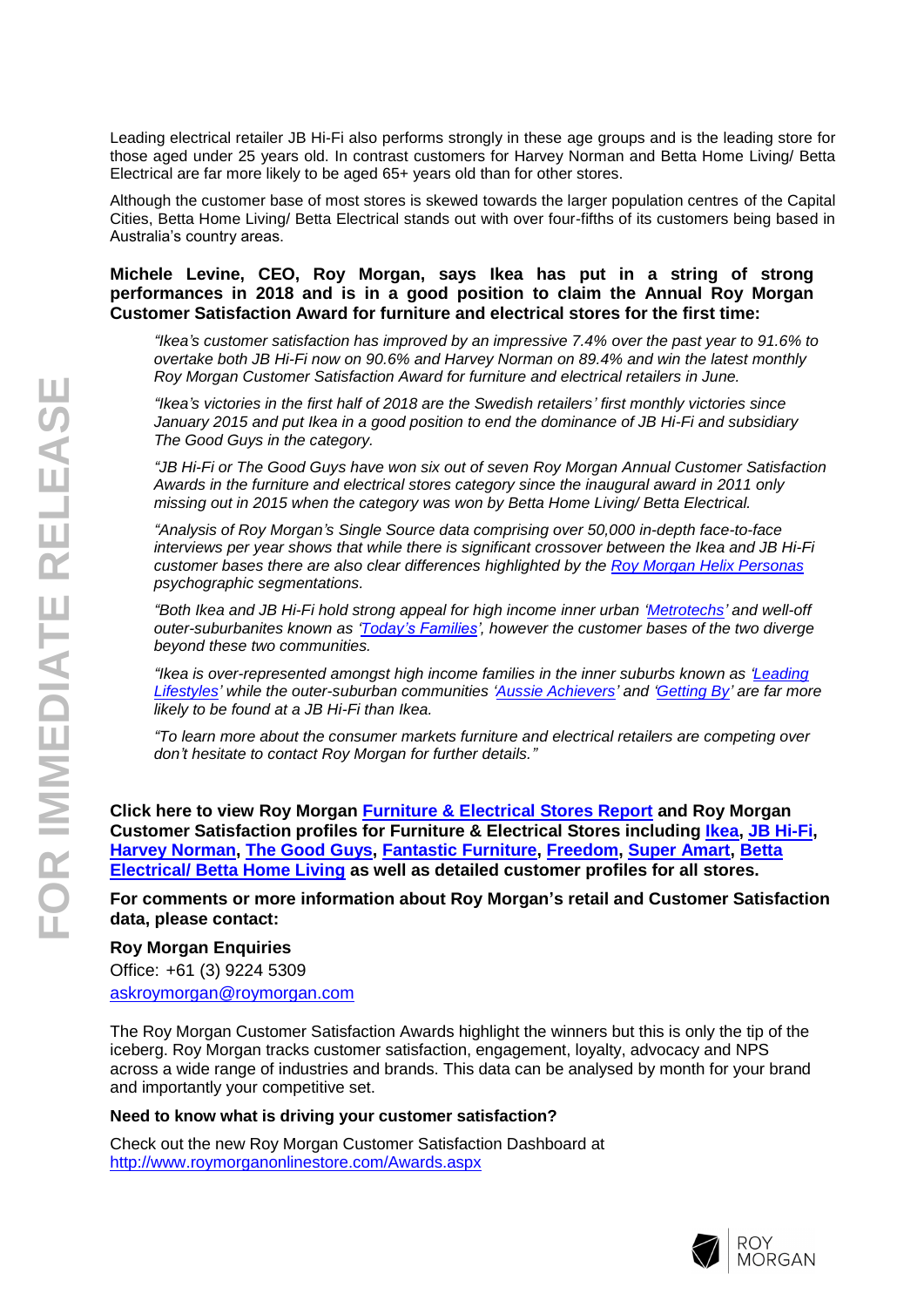Leading electrical retailer JB Hi-Fi also performs strongly in these age groups and is the leading store for those aged under 25 years old. In contrast customers for Harvey Norman and Betta Home Living/ Betta Electrical are far more likely to be aged 65+ years old than for other stores.

Although the customer base of most stores is skewed towards the larger population centres of the Capital Cities, Betta Home Living/ Betta Electrical stands out with over four-fifths of its customers being based in Australia's country areas.

**Michele Levine, CEO, Roy Morgan, says Ikea has put in a string of strong performances in 2018 and is in a good position to claim the Annual Roy Morgan Customer Satisfaction Award for furniture and electrical stores for the first time:**

> *"Ikea's customer satisfaction has improved by an impressive 7.4% over the past year to 91.6% to overtake both JB Hi-Fi now on 90.6% and Harvey Norman on 89.4% and win the latest monthly Roy Morgan Customer Satisfaction Award for furniture and electrical retailers in June.*
>
> *"Ikea's victories in the first half of 2018 are the Swedish retailers' first monthly victories since January 2015 and put Ikea in a good position to end the dominance of JB Hi-Fi and subsidiary The Good Guys in the category.*
>
> *"JB Hi-Fi or The Good Guys have won six out of seven Roy Morgan Annual Customer Satisfaction Awards in the furniture and electrical stores category since the inaugural award in 2011 only missing out in 2015 when the category was won by Betta Home Living/ Betta Electrical.*
>
> *"Analysis of Roy Morgan's Single Source data comprising over 50,000 in-depth face-to-face interviews per year shows that while there is significant crossover between the Ikea and JB Hi-Fi customer bases there are also clear differences highlighted by the Roy Morgan Helix Personas psychographic segmentations.*
>
> *"Both Ikea and JB Hi-Fi hold strong appeal for high income inner urban 'Metrotechs' and well-off outer-suburbanites known as 'Today's Families', however the customer bases of the two diverge beyond these two communities.*
>
> *"Ikea is over-represented amongst high income families in the inner suburbs known as 'Leading Lifestyles' while the outer-suburban communities 'Aussie Achievers' and 'Getting By' are far more likely to be found at a JB Hi-Fi than Ikea.*
>
> *"To learn more about the consumer markets furniture and electrical retailers are competing over don't hesitate to contact Roy Morgan for further details."*

**Click here to view Roy Morgan Furniture & Electrical Stores Report and Roy Morgan Customer Satisfaction profiles for Furniture & Electrical Stores including Ikea, JB Hi-Fi, Harvey Norman, The Good Guys, Fantastic Furniture, Freedom, Super Amart, Betta Electrical/ Betta Home Living as well as detailed customer profiles for all stores.**

**For comments or more information about Roy Morgan's retail and Customer Satisfaction data, please contact:**

**Roy Morgan Enquiries**

Office: +61 (3) 9224 5309

askroymorgan@roymorgan.com

The Roy Morgan Customer Satisfaction Awards highlight the winners but this is only the tip of the iceberg. Roy Morgan tracks customer satisfaction, engagement, loyalty, advocacy and NPS across a wide range of industries and brands. This data can be analysed by month for your brand and importantly your competitive set.

**Need to know what is driving your customer satisfaction?**

Check out the new Roy Morgan Customer Satisfaction Dashboard at http://www.roymorganonlinestore.com/Awards.aspx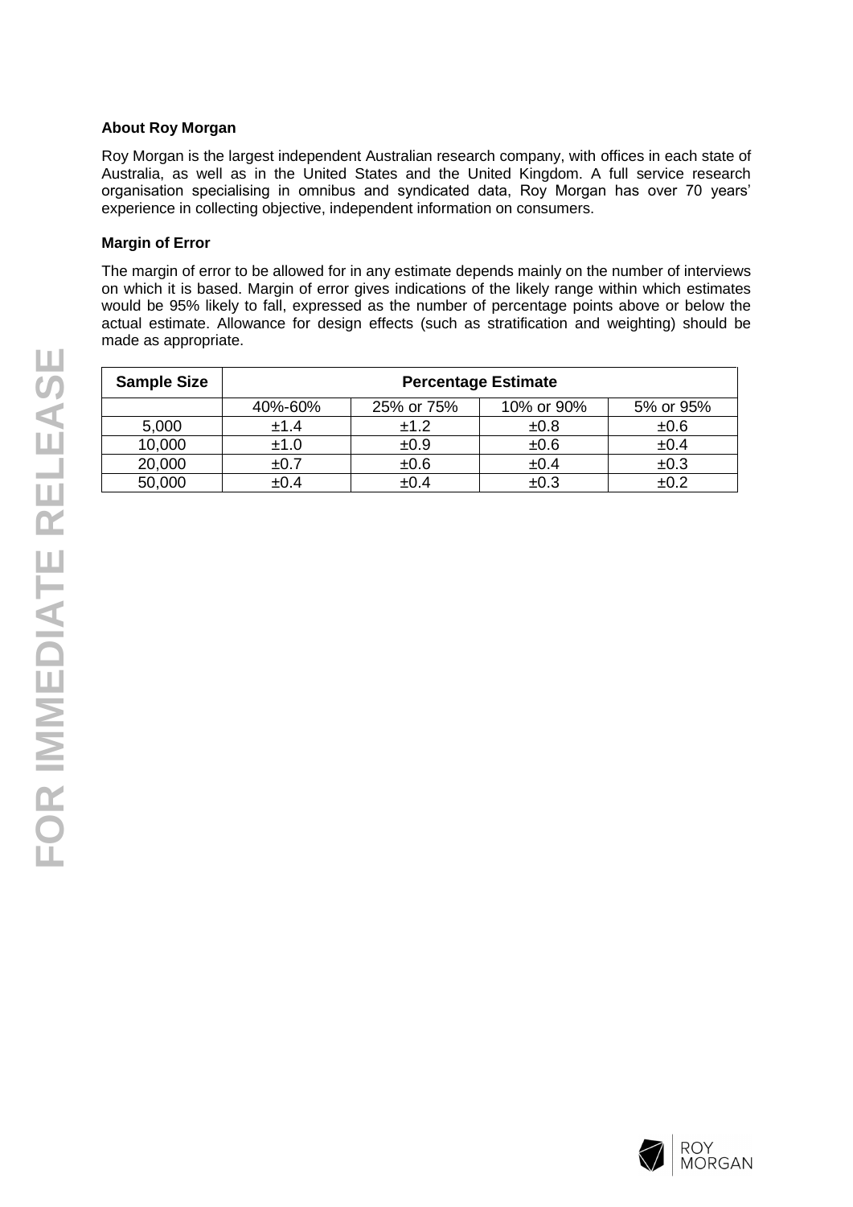### About Roy Morgan

Roy Morgan is the largest independent Australian research company, with offices in each state of Australia, as well as in the United States and the United Kingdom. A full service research organisation specialising in omnibus and syndicated data, Roy Morgan has over 70 years' experience in collecting objective, independent information on consumers.

### Margin of Error

The margin of error to be allowed for in any estimate depends mainly on the number of interviews on which it is based. Margin of error gives indications of the likely range within which estimates would be 95% likely to fall, expressed as the number of percentage points above or below the actual estimate. Allowance for design effects (such as stratification and weighting) should be made as appropriate.

| **Sample Size** | **Percentage Estimate** | | | |
|---|---|---|---|---|
| | 40%-60% | 25% or 75% | 10% or 90% | 5% or 95% |
| 5,000 | ±1.4 | ±1.2 | ±0.8 | ±0.6 |
| 10,000 | ±1.0 | ±0.9 | ±0.6 | ±0.4 |
| 20,000 | ±0.7 | ±0.6 | ±0.4 | ±0.3 |
| 50,000 | ±0.4 | ±0.4 | ±0.3 | ±0.2 |